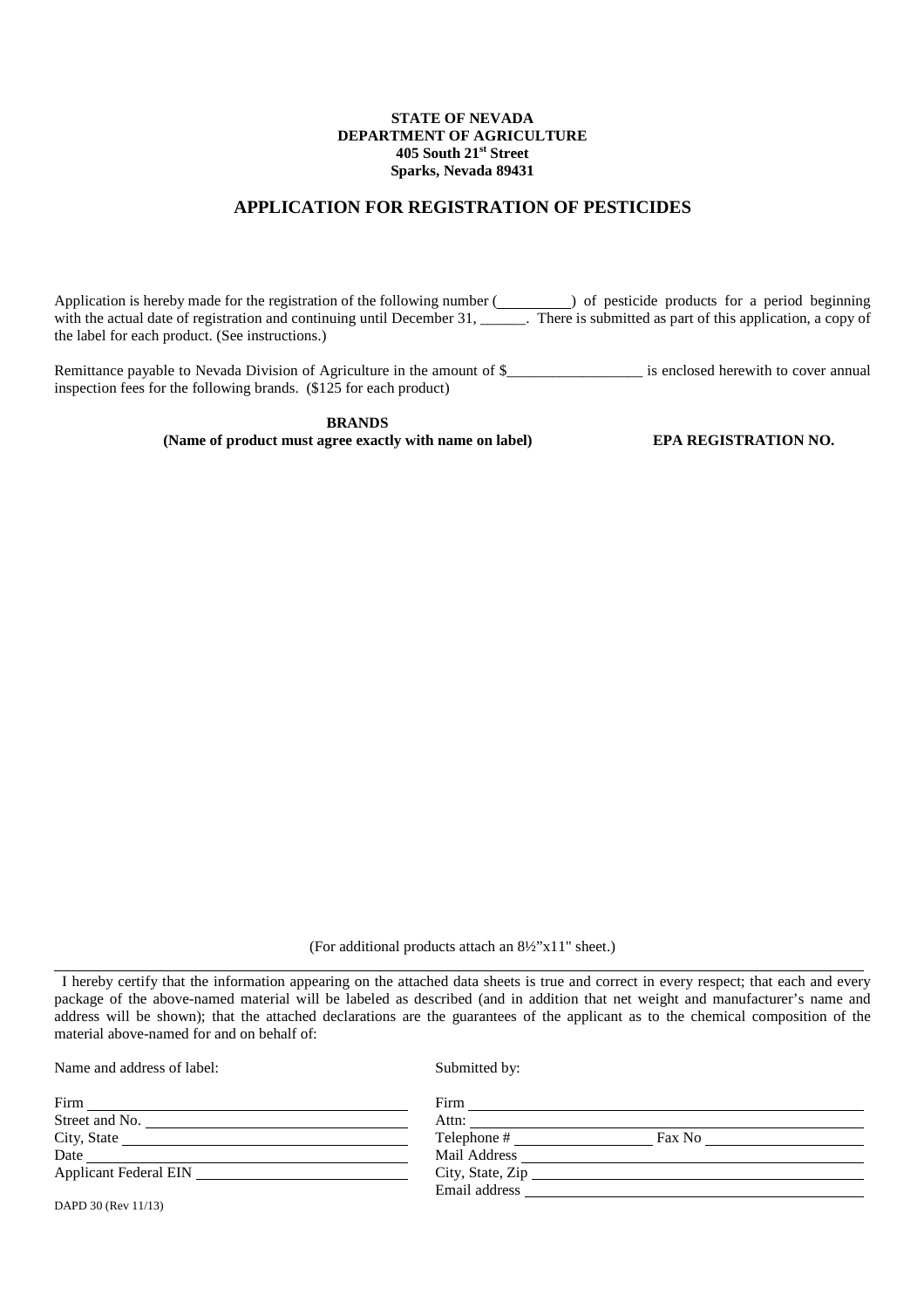**STATE OF NEVADA**
**DEPARTMENT OF AGRICULTURE**
**405 South 21st Street**
**Sparks, Nevada 89431**

# APPLICATION FOR REGISTRATION OF PESTICIDES

Application is hereby made for the registration of the following number (\_\_\_\_\_\_\_\_\_\_) of pesticide products for a period beginning with the actual date of registration and continuing until December 31, \_\_\_\_\_\_. There is submitted as part of this application, a copy of the label for each product. (See instructions.)

Remittance payable to Nevada Division of Agriculture in the amount of $\_\_\_\_\_\_\_\_\_\_\_\_\_\_\_\_\_\_ is enclosed herewith to cover annual inspection fees for the following brands. ($125 for each product)

| **BRANDS**<br>**(Name of product must agree exactly with name on label)** | **EPA REGISTRATION NO.** |
|---|---|
| | |

(For additional products attach an 8½"x11" sheet.)

---

I hereby certify that the information appearing on the attached data sheets is true and correct in every respect; that each and every package of the above-named material will be labeled as described (and in addition that net weight and manufacturer's name and address will be shown); that the attached declarations are the guarantees of the applicant as to the chemical composition of the material above-named for and on behalf of:

Name and address of label:

Firm \_\_\_\_\_\_\_\_\_\_\_\_\_\_\_\_\_\_\_\_\_\_\_\_\_\_\_\_\_\_\_\_\_\_\_\_

Street and No. \_\_\_\_\_\_\_\_\_\_\_\_\_\_\_\_\_\_\_\_\_\_\_\_\_\_\_\_\_\_

City, State \_\_\_\_\_\_\_\_\_\_\_\_\_\_\_\_\_\_\_\_\_\_\_\_\_\_\_\_\_\_\_\_

Date \_\_\_\_\_\_\_\_\_\_\_\_\_\_\_\_\_\_\_\_\_\_\_\_\_\_\_\_\_\_\_\_\_\_\_\_

Applicant Federal EIN \_\_\_\_\_\_\_\_\_\_\_\_\_\_\_\_\_\_\_\_\_\_\_

Submitted by:

Firm \_\_\_\_\_\_\_\_\_\_\_\_\_\_\_\_\_\_\_\_\_\_\_\_\_\_\_\_\_\_\_\_\_\_\_\_

Attn: \_\_\_\_\_\_\_\_\_\_\_\_\_\_\_\_\_\_\_\_\_\_\_\_\_\_\_\_\_\_\_\_\_\_\_

Telephone # \_\_\_\_\_\_\_\_\_\_\_\_\_\_\_\_ Fax No \_\_\_\_\_\_\_\_\_\_\_\_\_\_\_\_

Mail Address \_\_\_\_\_\_\_\_\_\_\_\_\_\_\_\_\_\_\_\_\_\_\_\_\_\_\_\_\_\_\_

City, State, Zip \_\_\_\_\_\_\_\_\_\_\_\_\_\_\_\_\_\_\_\_\_\_\_\_\_\_\_\_\_

Email address \_\_\_\_\_\_\_\_\_\_\_\_\_\_\_\_\_\_\_\_\_\_\_\_\_\_\_\_\_\_

DAPD 30 (Rev 11/13)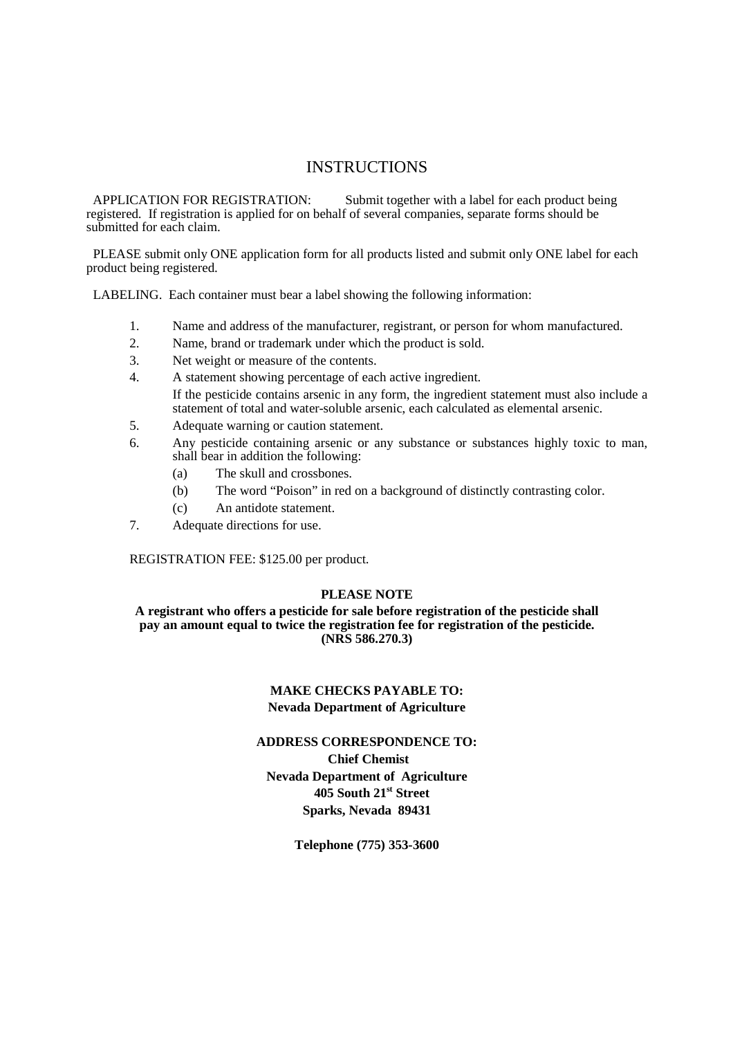# INSTRUCTIONS

APPLICATION FOR REGISTRATION: Submit together with a label for each product being registered. If registration is applied for on behalf of several companies, separate forms should be submitted for each claim.

PLEASE submit only ONE application form for all products listed and submit only ONE label for each product being registered.

LABELING. Each container must bear a label showing the following information:

1. Name and address of the manufacturer, registrant, or person for whom manufactured.
2. Name, brand or trademark under which the product is sold.
3. Net weight or measure of the contents.
4. A statement showing percentage of each active ingredient.

   If the pesticide contains arsenic in any form, the ingredient statement must also include a statement of total and water-soluble arsenic, each calculated as elemental arsenic.
5. Adequate warning or caution statement.
6. Any pesticide containing arsenic or any substance or substances highly toxic to man, shall bear in addition the following:
   (a) The skull and crossbones.
   (b) The word "Poison" in red on a background of distinctly contrasting color.
   (c) An antidote statement.
7. Adequate directions for use.

REGISTRATION FEE: $125.00 per product.

**PLEASE NOTE**

**A registrant who offers a pesticide for sale before registration of the pesticide shall pay an amount equal to twice the registration fee for registration of the pesticide. (NRS 586.270.3)**

**MAKE CHECKS PAYABLE TO:**
**Nevada Department of Agriculture**

**ADDRESS CORRESPONDENCE TO:**
**Chief Chemist**
**Nevada Department of Agriculture**
**405 South 21st Street**
**Sparks, Nevada 89431**

**Telephone (775) 353-3600**